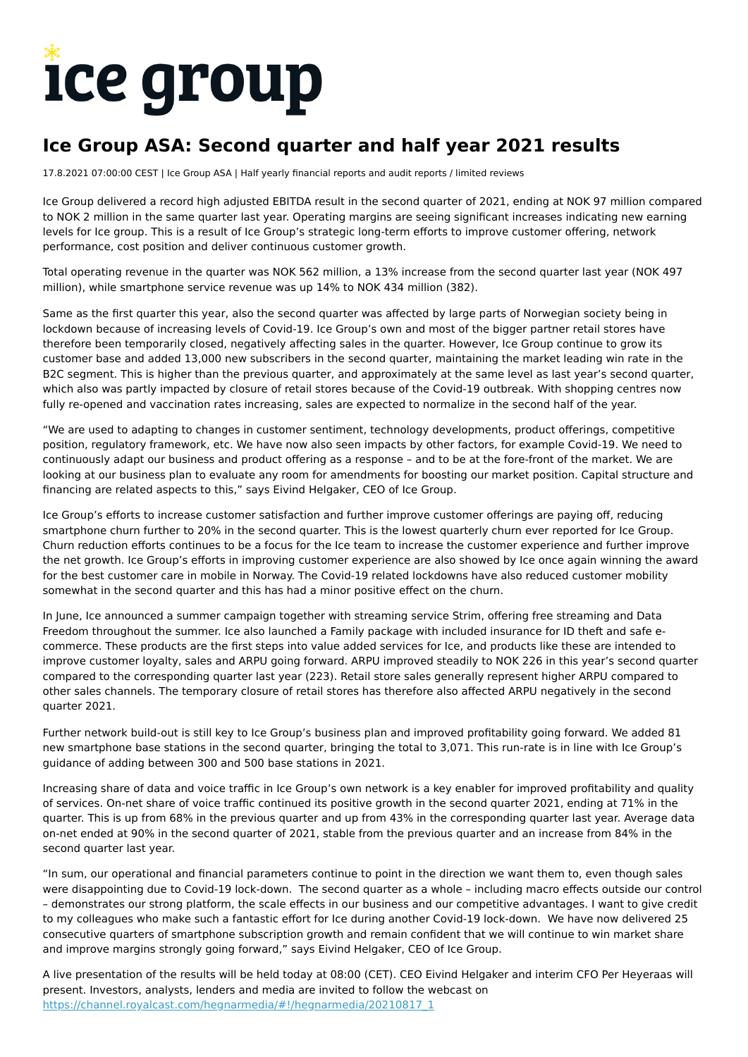# ice group

## Ice Group ASA: Second quarter and half year 2021 results

17.8.2021 07:00:00 CEST | Ice Group ASA | Half yearly financial reports and audit reports / limited reviews

Ice Group delivered a record high adjusted EBITDA result in the second quarter of 2021, ending at NOK 97 million compared to NOK 2 million in the same quarter last year. Operating margins are seeing significant increases indicating new earning levels for Ice group. This is a result of Ice Group's strategic long-term efforts to improve customer offering, network performance, cost position and deliver continuous customer growth.

Total operating revenue in the quarter was NOK 562 million, a 13% increase from the second quarter last year (NOK 497 million), while smartphone service revenue was up 14% to NOK 434 million (382).

Same as the first quarter this year, also the second quarter was affected by large parts of Norwegian society being in lockdown because of increasing levels of Covid-19. Ice Group's own and most of the bigger partner retail stores have therefore been temporarily closed, negatively affecting sales in the quarter. However, Ice Group continue to grow its customer base and added 13,000 new subscribers in the second quarter, maintaining the market leading win rate in the B2C segment. This is higher than the previous quarter, and approximately at the same level as last year's second quarter, which also was partly impacted by closure of retail stores because of the Covid-19 outbreak. With shopping centres now fully re-opened and vaccination rates increasing, sales are expected to normalize in the second half of the year.

"We are used to adapting to changes in customer sentiment, technology developments, product offerings, competitive position, regulatory framework, etc. We have now also seen impacts by other factors, for example Covid-19. We need to continuously adapt our business and product offering as a response – and to be at the fore-front of the market. We are looking at our business plan to evaluate any room for amendments for boosting our market position. Capital structure and financing are related aspects to this," says Eivind Helgaker, CEO of Ice Group.

Ice Group's efforts to increase customer satisfaction and further improve customer offerings are paying off, reducing smartphone churn further to 20% in the second quarter. This is the lowest quarterly churn ever reported for Ice Group. Churn reduction efforts continues to be a focus for the Ice team to increase the customer experience and further improve the net growth. Ice Group's efforts in improving customer experience are also showed by Ice once again winning the award for the best customer care in mobile in Norway. The Covid-19 related lockdowns have also reduced customer mobility somewhat in the second quarter and this has had a minor positive effect on the churn.

In June, Ice announced a summer campaign together with streaming service Strim, offering free streaming and Data Freedom throughout the summer. Ice also launched a Family package with included insurance for ID theft and safe e-commerce. These products are the first steps into value added services for Ice, and products like these are intended to improve customer loyalty, sales and ARPU going forward. ARPU improved steadily to NOK 226 in this year's second quarter compared to the corresponding quarter last year (223). Retail store sales generally represent higher ARPU compared to other sales channels. The temporary closure of retail stores has therefore also affected ARPU negatively in the second quarter 2021.

Further network build-out is still key to Ice Group's business plan and improved profitability going forward. We added 81 new smartphone base stations in the second quarter, bringing the total to 3,071. This run-rate is in line with Ice Group's guidance of adding between 300 and 500 base stations in 2021.

Increasing share of data and voice traffic in Ice Group's own network is a key enabler for improved profitability and quality of services. On-net share of voice traffic continued its positive growth in the second quarter 2021, ending at 71% in the quarter. This is up from 68% in the previous quarter and up from 43% in the corresponding quarter last year. Average data on-net ended at 90% in the second quarter of 2021, stable from the previous quarter and an increase from 84% in the second quarter last year.

"In sum, our operational and financial parameters continue to point in the direction we want them to, even though sales were disappointing due to Covid-19 lock-down. The second quarter as a whole – including macro effects outside our control – demonstrates our strong platform, the scale effects in our business and our competitive advantages. I want to give credit to my colleagues who make such a fantastic effort for Ice during another Covid-19 lock-down. We have now delivered 25 consecutive quarters of smartphone subscription growth and remain confident that we will continue to win market share and improve margins strongly going forward," says Eivind Helgaker, CEO of Ice Group.

A live presentation of the results will be held today at 08:00 (CET). CEO Eivind Helgaker and interim CFO Per Heyeraas will present. Investors, analysts, lenders and media are invited to follow the webcast on https://channel.royalcast.com/hegnarmedia/#!/hegnarmedia/20210817_1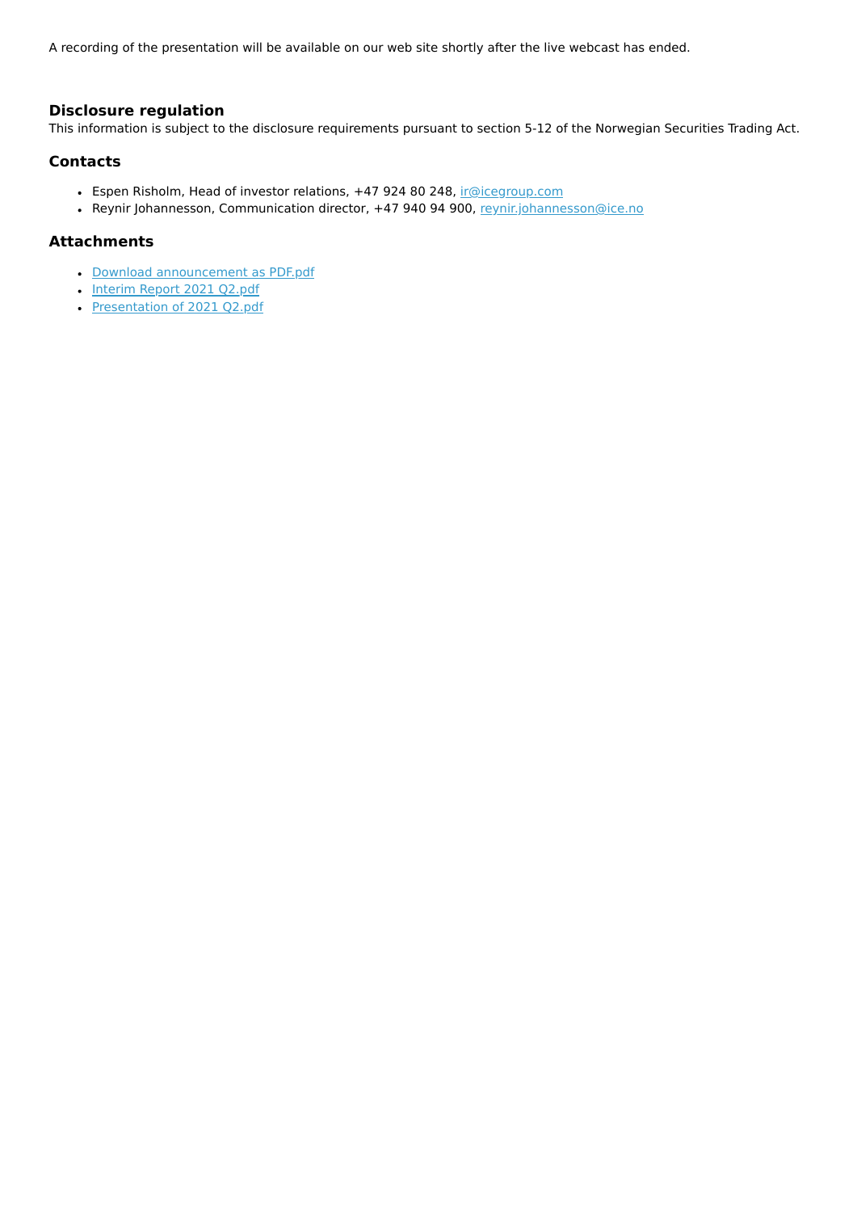A recording of the presentation will be available on our web site shortly after the live webcast has ended.

### Disclosure regulation

This information is subject to the disclosure requirements pursuant to section 5-12 of the Norwegian Securities Trading Act.

### Contacts

- Espen Risholm, Head of investor relations, +47 924 80 248, ir@icegroup.com
- Reynir Johannesson, Communication director, +47 940 94 900, reynir.johannesson@ice.no

### Attachments

- Download announcement as PDF.pdf
- Interim Report 2021 Q2.pdf
- Presentation of 2021 Q2.pdf